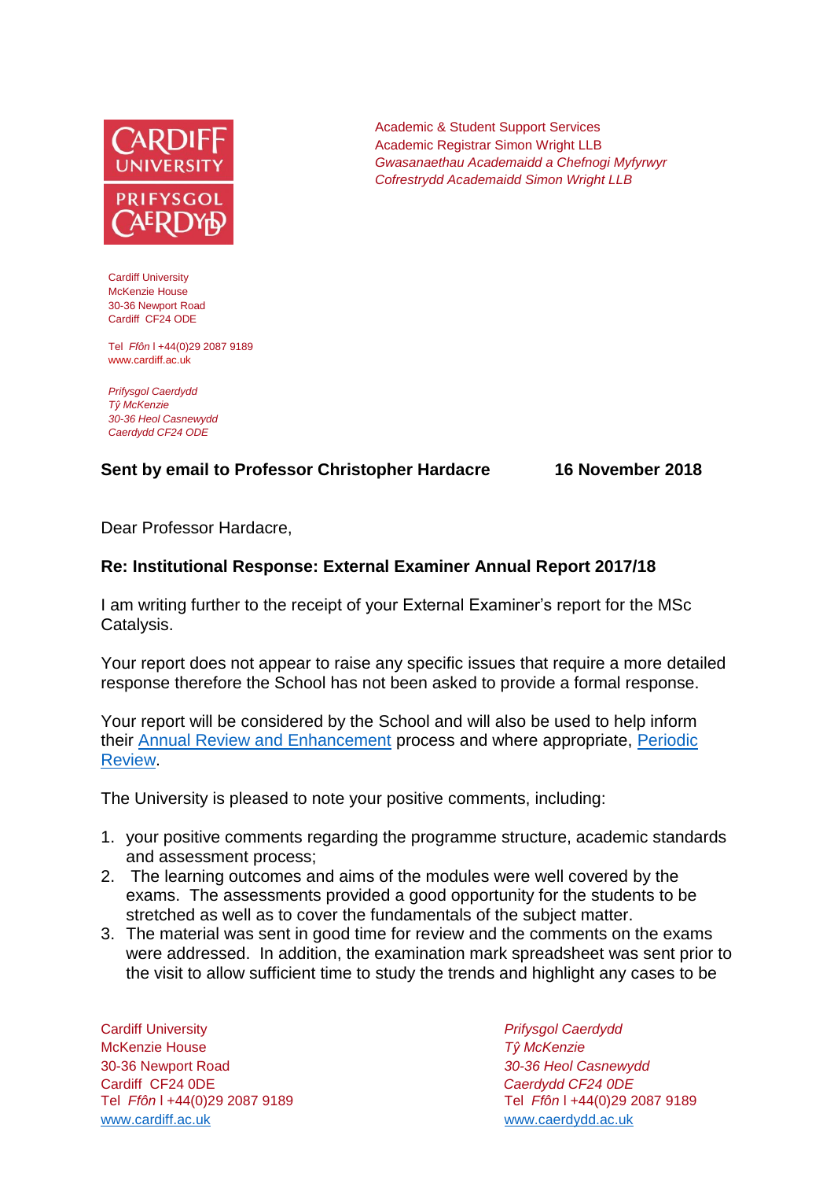Academic & Student Support Services
Academic Registrar Simon Wright LLB
*Gwasanaethau Academaidd a Chefnogi Myfyrwyr*
*Cofrestrydd Academaidd Simon Wright LLB*

Cardiff University
McKenzie House
30-36 Newport Road
Cardiff CF24 ODE

Tel *Ffôn* l +44(0)29 2087 9189
www.cardiff.ac.uk

*Prifysgol Caerdydd*
*Tŷ McKenzie*
*30-36 Heol Casnewydd*
*Caerdydd CF24 ODE*

**Sent by email to Professor Christopher Hardacre** **16 November 2018**

Dear Professor Hardacre,

**Re: Institutional Response: External Examiner Annual Report 2017/18**

I am writing further to the receipt of your External Examiner's report for the MSc Catalysis.

Your report does not appear to raise any specific issues that require a more detailed response therefore the School has not been asked to provide a formal response.

Your report will be considered by the School and will also be used to help inform their [Annual Review and Enhancement]() process and where appropriate, [Periodic Review]().

The University is pleased to note your positive comments, including:

1. your positive comments regarding the programme structure, academic standards and assessment process;
2. The learning outcomes and aims of the modules were well covered by the exams. The assessments provided a good opportunity for the students to be stretched as well as to cover the fundamentals of the subject matter.
3. The material was sent in good time for review and the comments on the exams were addressed. In addition, the examination mark spreadsheet was sent prior to the visit to allow sufficient time to study the trends and highlight any cases to be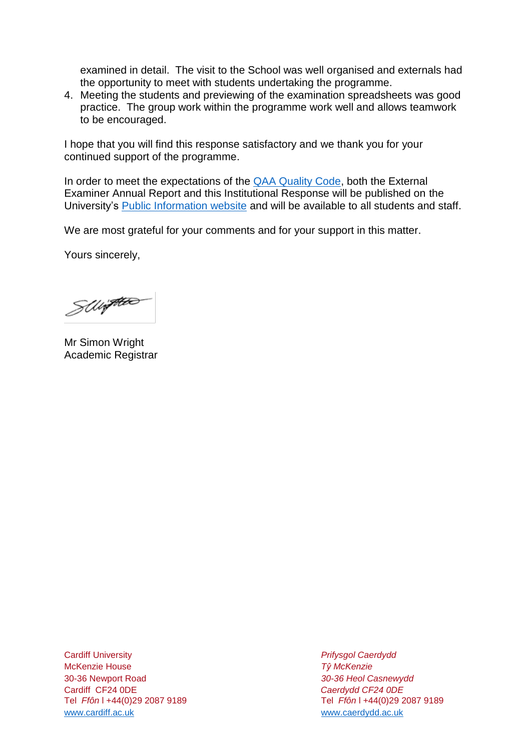examined in detail. The visit to the School was well organised and externals had the opportunity to meet with students undertaking the programme.

4. Meeting the students and previewing of the examination spreadsheets was good practice. The group work within the programme work well and allows teamwork to be encouraged.

I hope that you will find this response satisfactory and we thank you for your continued support of the programme.

In order to meet the expectations of the [QAA Quality Code](), both the External Examiner Annual Report and this Institutional Response will be published on the University's [Public Information website]() and will be available to all students and staff.

We are most grateful for your comments and for your support in this matter.

Yours sincerely,

Mr Simon Wright
Academic Registrar

Cardiff University
McKenzie House
30-36 Newport Road
Cardiff CF24 0DE
Tel *Ffôn* | +44(0)29 2087 9189
www.cardiff.ac.uk

*Prifysgol Caerdydd*
*Tŷ McKenzie*
*30-36 Heol Casnewydd*
*Caerdydd CF24 0DE*
Tel *Ffôn* | +44(0)29 2087 9189
www.caerdydd.ac.uk